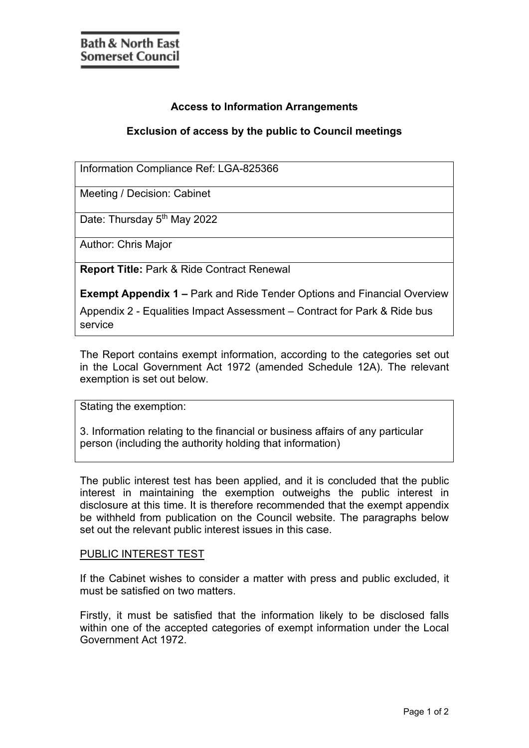**Bath & North East Somerset Council**

## Access to Information Arrangements

## Exclusion of access by the public to Council meetings

| Information Compliance Ref: LGA-825366 |
| --- |
| Meeting / Decision: Cabinet |
| Date: Thursday 5th May 2022 |
| Author: Chris Major |
| **Report Title:** Park & Ride Contract Renewal<br><br>**Exempt Appendix 1 –** Park and Ride Tender Options and Financial Overview<br><br>Appendix 2 - Equalities Impact Assessment – Contract for Park & Ride bus service |

The Report contains exempt information, according to the categories set out in the Local Government Act 1972 (amended Schedule 12A). The relevant exemption is set out below.

| Stating the exemption:<br><br>3. Information relating to the financial or business affairs of any particular person (including the authority holding that information) |
| --- |

The public interest test has been applied, and it is concluded that the public interest in maintaining the exemption outweighs the public interest in disclosure at this time. It is therefore recommended that the exempt appendix be withheld from publication on the Council website. The paragraphs below set out the relevant public interest issues in this case.

PUBLIC INTEREST TEST

If the Cabinet wishes to consider a matter with press and public excluded, it must be satisfied on two matters.

Firstly, it must be satisfied that the information likely to be disclosed falls within one of the accepted categories of exempt information under the Local Government Act 1972.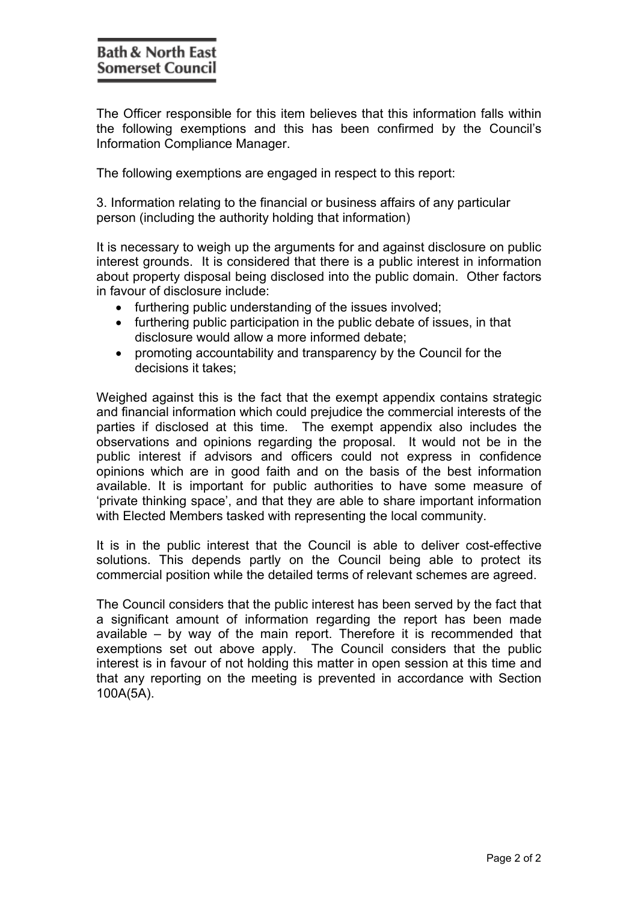**Bath & North East Somerset Council**

The Officer responsible for this item believes that this information falls within the following exemptions and this has been confirmed by the Council's Information Compliance Manager.

The following exemptions are engaged in respect to this report:

3. Information relating to the financial or business affairs of any particular person (including the authority holding that information)

It is necessary to weigh up the arguments for and against disclosure on public interest grounds. It is considered that there is a public interest in information about property disposal being disclosed into the public domain. Other factors in favour of disclosure include:

- furthering public understanding of the issues involved;
- furthering public participation in the public debate of issues, in that disclosure would allow a more informed debate;
- promoting accountability and transparency by the Council for the decisions it takes;

Weighed against this is the fact that the exempt appendix contains strategic and financial information which could prejudice the commercial interests of the parties if disclosed at this time. The exempt appendix also includes the observations and opinions regarding the proposal. It would not be in the public interest if advisors and officers could not express in confidence opinions which are in good faith and on the basis of the best information available. It is important for public authorities to have some measure of 'private thinking space', and that they are able to share important information with Elected Members tasked with representing the local community.

It is in the public interest that the Council is able to deliver cost-effective solutions. This depends partly on the Council being able to protect its commercial position while the detailed terms of relevant schemes are agreed.

The Council considers that the public interest has been served by the fact that a significant amount of information regarding the report has been made available – by way of the main report. Therefore it is recommended that exemptions set out above apply. The Council considers that the public interest is in favour of not holding this matter in open session at this time and that any reporting on the meeting is prevented in accordance with Section 100A(5A).